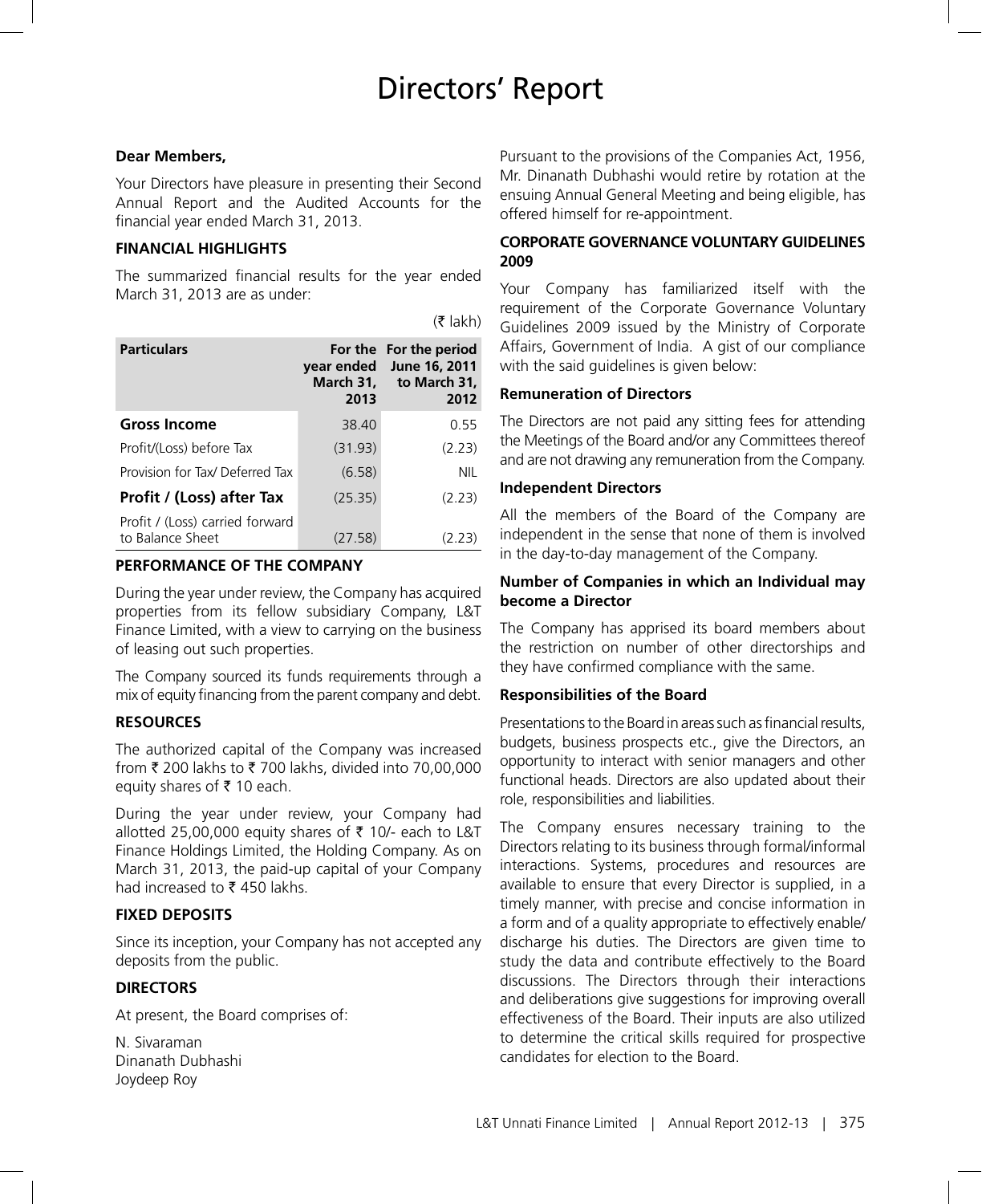# Directors' Report

**Dear Members,**

Your Directors have pleasure in presenting their Second Annual Report and the Audited Accounts for the financial year ended March 31, 2013.

## FINANCIAL HIGHLIGHTS

The summarized financial results for the year ended March 31, 2013 are as under:

(₹ lakh)

| Particulars | For the year ended March 31, 2013 | For the period June 16, 2011 to March 31, 2012 |
|---|---|---|
| **Gross Income** | 38.40 | 0.55 |
| Profit/(Loss) before Tax | (31.93) | (2.23) |
| Provision for Tax/ Deferred Tax | (6.58) | NIL |
| **Profit / (Loss) after Tax** | (25.35) | (2.23) |
| Profit / (Loss) carried forward to Balance Sheet | (27.58) | (2.23) |

## PERFORMANCE OF THE COMPANY

During the year under review, the Company has acquired properties from its fellow subsidiary Company, L&T Finance Limited, with a view to carrying on the business of leasing out such properties.

The Company sourced its funds requirements through a mix of equity financing from the parent company and debt.

## RESOURCES

The authorized capital of the Company was increased from ₹ 200 lakhs to ₹ 700 lakhs, divided into 70,00,000 equity shares of ₹ 10 each.

During the year under review, your Company had allotted 25,00,000 equity shares of ₹ 10/- each to L&T Finance Holdings Limited, the Holding Company. As on March 31, 2013, the paid-up capital of your Company had increased to ₹ 450 lakhs.

## FIXED DEPOSITS

Since its inception, your Company has not accepted any deposits from the public.

## DIRECTORS

At present, the Board comprises of:

N. Sivaraman
Dinanath Dubhashi
Joydeep Roy

Pursuant to the provisions of the Companies Act, 1956, Mr. Dinanath Dubhashi would retire by rotation at the ensuing Annual General Meeting and being eligible, has offered himself for re-appointment.

## CORPORATE GOVERNANCE VOLUNTARY GUIDELINES 2009

Your Company has familiarized itself with the requirement of the Corporate Governance Voluntary Guidelines 2009 issued by the Ministry of Corporate Affairs, Government of India. A gist of our compliance with the said guidelines is given below:

### Remuneration of Directors

The Directors are not paid any sitting fees for attending the Meetings of the Board and/or any Committees thereof and are not drawing any remuneration from the Company.

### Independent Directors

All the members of the Board of the Company are independent in the sense that none of them is involved in the day-to-day management of the Company.

### Number of Companies in which an Individual may become a Director

The Company has apprised its board members about the restriction on number of other directorships and they have confirmed compliance with the same.

### Responsibilities of the Board

Presentations to the Board in areas such as financial results, budgets, business prospects etc., give the Directors, an opportunity to interact with senior managers and other functional heads. Directors are also updated about their role, responsibilities and liabilities.

The Company ensures necessary training to the Directors relating to its business through formal/informal interactions. Systems, procedures and resources are available to ensure that every Director is supplied, in a timely manner, with precise and concise information in a form and of a quality appropriate to effectively enable/ discharge his duties. The Directors are given time to study the data and contribute effectively to the Board discussions. The Directors through their interactions and deliberations give suggestions for improving overall effectiveness of the Board. Their inputs are also utilized to determine the critical skills required for prospective candidates for election to the Board.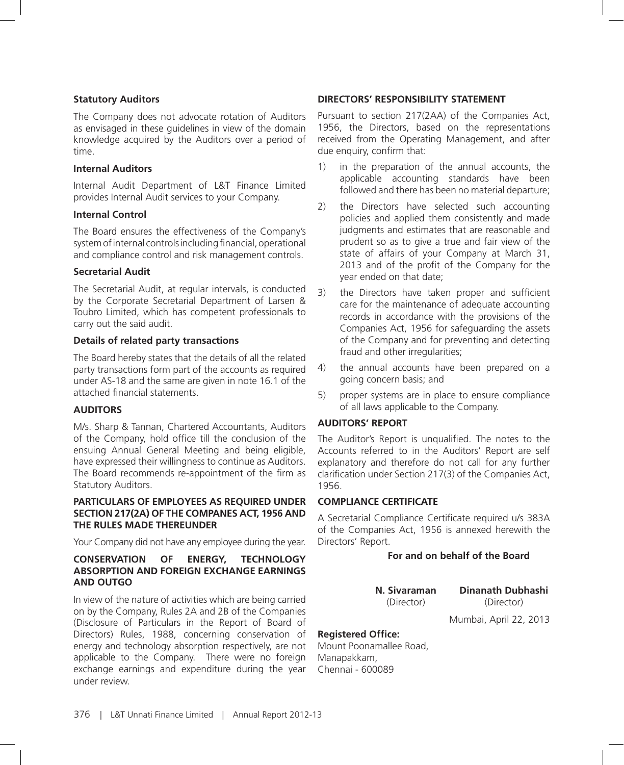**Statutory Auditors**

The Company does not advocate rotation of Auditors as envisaged in these guidelines in view of the domain knowledge acquired by the Auditors over a period of time.

**Internal Auditors**

Internal Audit Department of L&T Finance Limited provides Internal Audit services to your Company.

**Internal Control**

The Board ensures the effectiveness of the Company's system of internal controls including financial, operational and compliance control and risk management controls.

**Secretarial Audit**

The Secretarial Audit, at regular intervals, is conducted by the Corporate Secretarial Department of Larsen & Toubro Limited, which has competent professionals to carry out the said audit.

**Details of related party transactions**

The Board hereby states that the details of all the related party transactions form part of the accounts as required under AS-18 and the same are given in note 16.1 of the attached financial statements.

## AUDITORS

M/s. Sharp & Tannan, Chartered Accountants, Auditors of the Company, hold office till the conclusion of the ensuing Annual General Meeting and being eligible, have expressed their willingness to continue as Auditors. The Board recommends re-appointment of the firm as Statutory Auditors.

## PARTICULARS OF EMPLOYEES AS REQUIRED UNDER SECTION 217(2A) OF THE COMPANES ACT, 1956 AND THE RULES MADE THEREUNDER

Your Company did not have any employee during the year.

## CONSERVATION OF ENERGY, TECHNOLOGY ABSORPTION AND FOREIGN EXCHANGE EARNINGS AND OUTGO

In view of the nature of activities which are being carried on by the Company, Rules 2A and 2B of the Companies (Disclosure of Particulars in the Report of Board of Directors) Rules, 1988, concerning conservation of energy and technology absorption respectively, are not applicable to the Company. There were no foreign exchange earnings and expenditure during the year under review.

## DIRECTORS' RESPONSIBILITY STATEMENT

Pursuant to section 217(2AA) of the Companies Act, 1956, the Directors, based on the representations received from the Operating Management, and after due enquiry, confirm that:

1) in the preparation of the annual accounts, the applicable accounting standards have been followed and there has been no material departure;
2) the Directors have selected such accounting policies and applied them consistently and made judgments and estimates that are reasonable and prudent so as to give a true and fair view of the state of affairs of your Company at March 31, 2013 and of the profit of the Company for the year ended on that date;
3) the Directors have taken proper and sufficient care for the maintenance of adequate accounting records in accordance with the provisions of the Companies Act, 1956 for safeguarding the assets of the Company and for preventing and detecting fraud and other irregularities;
4) the annual accounts have been prepared on a going concern basis; and
5) proper systems are in place to ensure compliance of all laws applicable to the Company.

## AUDITORS' REPORT

The Auditor's Report is unqualified. The notes to the Accounts referred to in the Auditors' Report are self explanatory and therefore do not call for any further clarification under Section 217(3) of the Companies Act, 1956.

## COMPLIANCE CERTIFICATE

A Secretarial Compliance Certificate required u/s 383A of the Companies Act, 1956 is annexed herewith the Directors' Report.

**For and on behalf of the Board**

**N. Sivaraman** (Director)

**Dinanath Dubhashi** (Director)

Mumbai, April 22, 2013

**Registered Office:**
Mount Poonamallee Road,
Manapakkam,
Chennai - 600089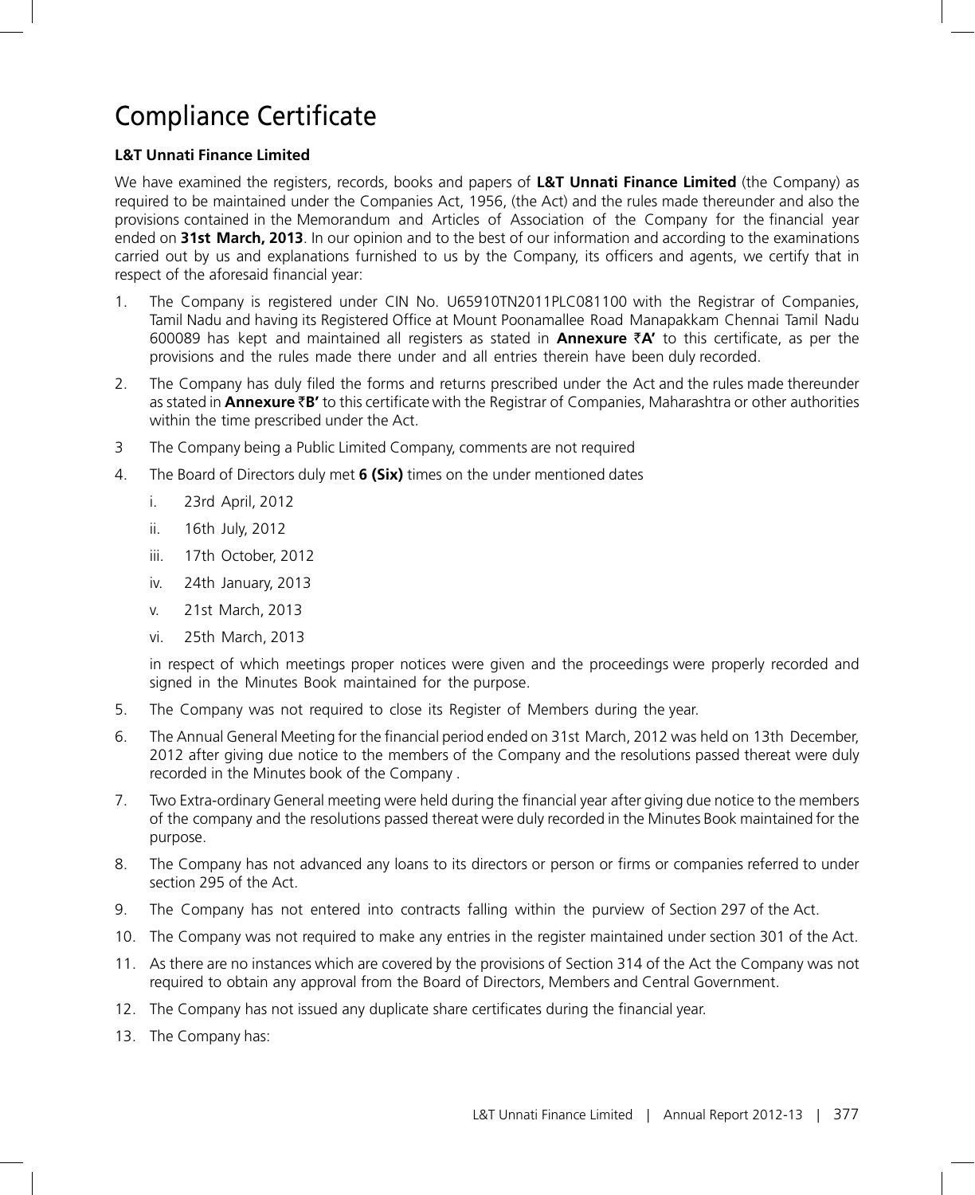# Compliance Certificate

**L&T Unnati Finance Limited**

We have examined the registers, records, books and papers of **L&T Unnati Finance Limited** (the Company) as required to be maintained under the Companies Act, 1956, (the Act) and the rules made thereunder and also the provisions contained in the Memorandum and Articles of Association of the Company for the financial year ended on **31st March, 2013**. In our opinion and to the best of our information and according to the examinations carried out by us and explanations furnished to us by the Company, its officers and agents, we certify that in respect of the aforesaid financial year:

1. The Company is registered under CIN No. U65910TN2011PLC081100 with the Registrar of Companies, Tamil Nadu and having its Registered Office at Mount Poonamallee Road Manapakkam Chennai Tamil Nadu 600089 has kept and maintained all registers as stated in **Annexure ₹A'** to this certificate, as per the provisions and the rules made there under and all entries therein have been duly recorded.
2. The Company has duly filed the forms and returns prescribed under the Act and the rules made thereunder as stated in **Annexure ₹B'** to this certificate with the Registrar of Companies, Maharashtra or other authorities within the time prescribed under the Act.
3. The Company being a Public Limited Company, comments are not required
4. The Board of Directors duly met **6 (Six)** times on the under mentioned dates
   - i. 23rd April, 2012
   - ii. 16th July, 2012
   - iii. 17th October, 2012
   - iv. 24th January, 2013
   - v. 21st March, 2013
   - vi. 25th March, 2013

   in respect of which meetings proper notices were given and the proceedings were properly recorded and signed in the Minutes Book maintained for the purpose.
5. The Company was not required to close its Register of Members during the year.
6. The Annual General Meeting for the financial period ended on 31st March, 2012 was held on 13th December, 2012 after giving due notice to the members of the Company and the resolutions passed thereat were duly recorded in the Minutes book of the Company .
7. Two Extra-ordinary General meeting were held during the financial year after giving due notice to the members of the company and the resolutions passed thereat were duly recorded in the Minutes Book maintained for the purpose.
8. The Company has not advanced any loans to its directors or person or firms or companies referred to under section 295 of the Act.
9. The Company has not entered into contracts falling within the purview of Section 297 of the Act.
10. The Company was not required to make any entries in the register maintained under section 301 of the Act.
11. As there are no instances which are covered by the provisions of Section 314 of the Act the Company was not required to obtain any approval from the Board of Directors, Members and Central Government.
12. The Company has not issued any duplicate share certificates during the financial year.
13. The Company has: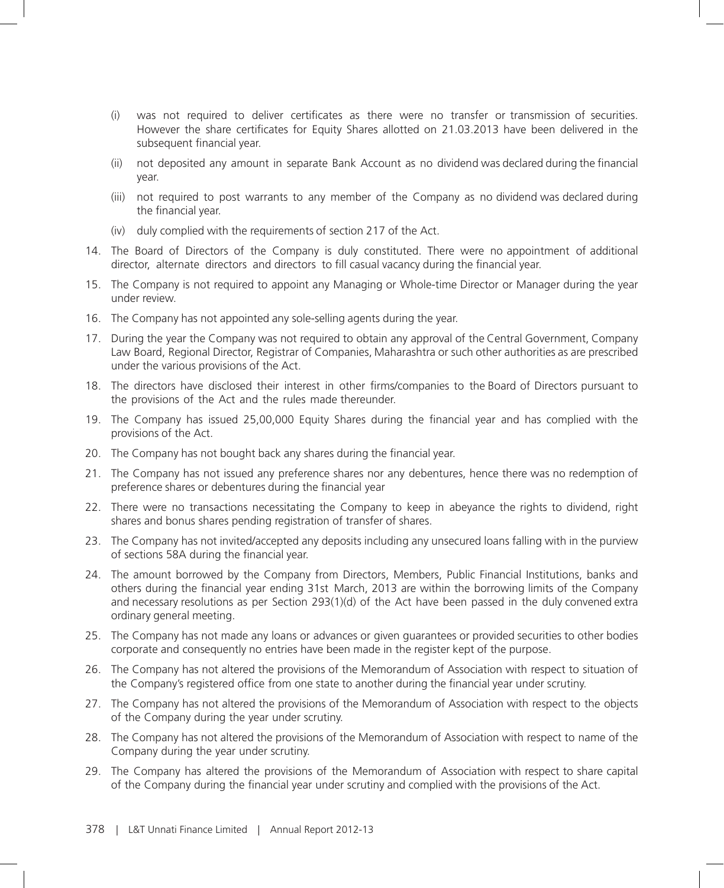(i) was not required to deliver certificates as there were no transfer or transmission of securities. However the share certificates for Equity Shares allotted on 21.03.2013 have been delivered in the subsequent financial year.

(ii) not deposited any amount in separate Bank Account as no dividend was declared during the financial year.

(iii) not required to post warrants to any member of the Company as no dividend was declared during the financial year.

(iv) duly complied with the requirements of section 217 of the Act.

14. The Board of Directors of the Company is duly constituted. There were no appointment of additional director, alternate directors and directors to fill casual vacancy during the financial year.

15. The Company is not required to appoint any Managing or Whole-time Director or Manager during the year under review.

16. The Company has not appointed any sole-selling agents during the year.

17. During the year the Company was not required to obtain any approval of the Central Government, Company Law Board, Regional Director, Registrar of Companies, Maharashtra or such other authorities as are prescribed under the various provisions of the Act.

18. The directors have disclosed their interest in other firms/companies to the Board of Directors pursuant to the provisions of the Act and the rules made thereunder.

19. The Company has issued 25,00,000 Equity Shares during the financial year and has complied with the provisions of the Act.

20. The Company has not bought back any shares during the financial year.

21. The Company has not issued any preference shares nor any debentures, hence there was no redemption of preference shares or debentures during the financial year

22. There were no transactions necessitating the Company to keep in abeyance the rights to dividend, right shares and bonus shares pending registration of transfer of shares.

23. The Company has not invited/accepted any deposits including any unsecured loans falling with in the purview of sections 58A during the financial year.

24. The amount borrowed by the Company from Directors, Members, Public Financial Institutions, banks and others during the financial year ending 31st March, 2013 are within the borrowing limits of the Company and necessary resolutions as per Section 293(1)(d) of the Act have been passed in the duly convened extra ordinary general meeting.

25. The Company has not made any loans or advances or given guarantees or provided securities to other bodies corporate and consequently no entries have been made in the register kept of the purpose.

26. The Company has not altered the provisions of the Memorandum of Association with respect to situation of the Company's registered office from one state to another during the financial year under scrutiny.

27. The Company has not altered the provisions of the Memorandum of Association with respect to the objects of the Company during the year under scrutiny.

28. The Company has not altered the provisions of the Memorandum of Association with respect to name of the Company during the year under scrutiny.

29. The Company has altered the provisions of the Memorandum of Association with respect to share capital of the Company during the financial year under scrutiny and complied with the provisions of the Act.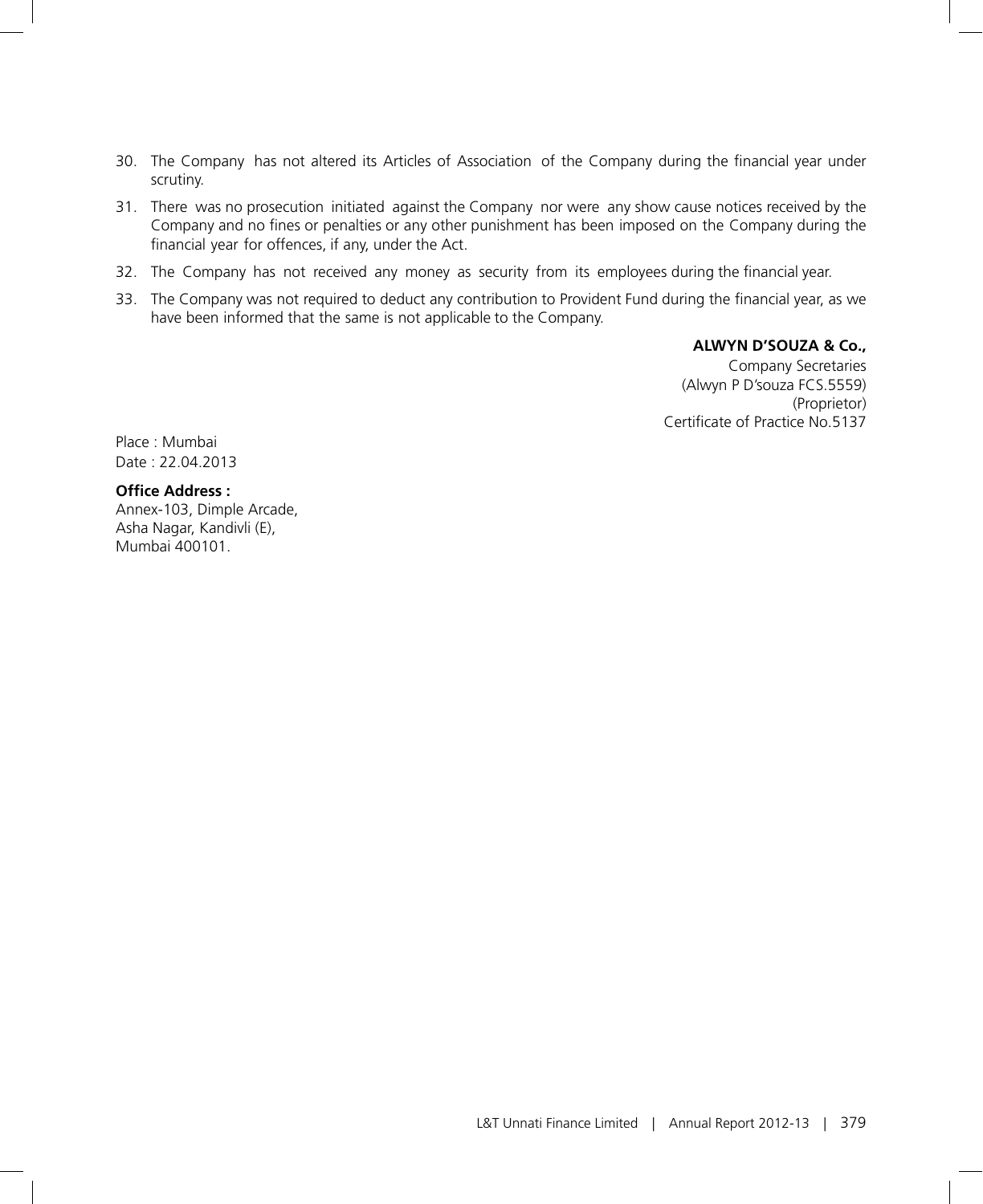30. The Company has not altered its Articles of Association of the Company during the financial year under scrutiny.
31. There was no prosecution initiated against the Company nor were any show cause notices received by the Company and no fines or penalties or any other punishment has been imposed on the Company during the financial year for offences, if any, under the Act.
32. The Company has not received any money as security from its employees during the financial year.
33. The Company was not required to deduct any contribution to Provident Fund during the financial year, as we have been informed that the same is not applicable to the Company.

**ALWYN D'SOUZA & Co.,**
Company Secretaries
(Alwyn P D'souza FCS.5559)
(Proprietor)
Certificate of Practice No.5137

Place : Mumbai
Date : 22.04.2013

**Office Address :**
Annex-103, Dimple Arcade,
Asha Nagar, Kandivli (E),
Mumbai 400101.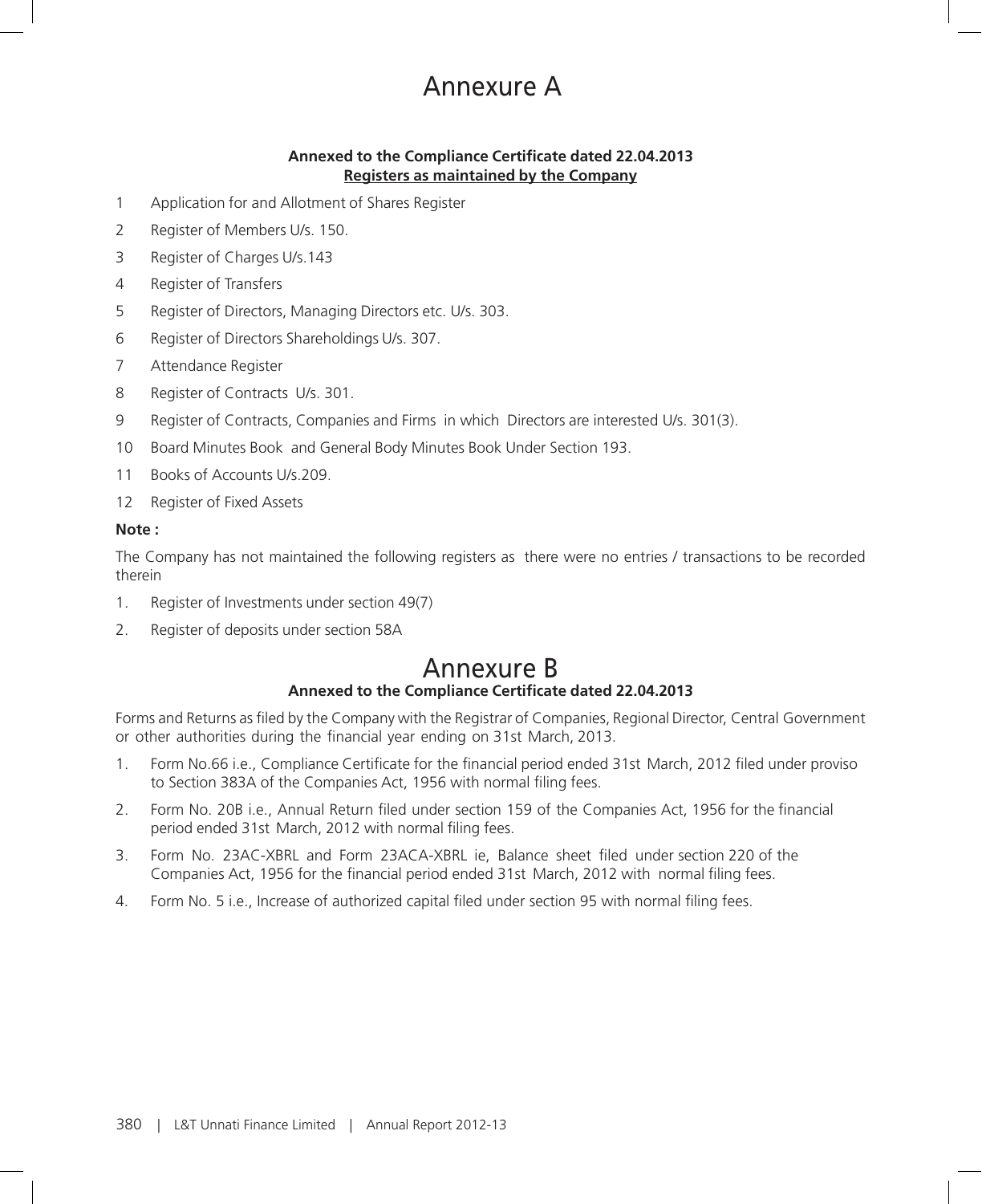# Annexure A

**Annexed to the Compliance Certificate dated 22.04.2013**

**Registers as maintained by the Company**

1. Application for and Allotment of Shares Register
2. Register of Members U/s. 150.
3. Register of Charges U/s.143
4. Register of Transfers
5. Register of Directors, Managing Directors etc. U/s. 303.
6. Register of Directors Shareholdings U/s. 307.
7. Attendance Register
8. Register of Contracts U/s. 301.
9. Register of Contracts, Companies and Firms in which Directors are interested U/s. 301(3).
10. Board Minutes Book and General Body Minutes Book Under Section 193.
11. Books of Accounts U/s.209.
12. Register of Fixed Assets

**Note :**

The Company has not maintained the following registers as there were no entries / transactions to be recorded therein

1. Register of Investments under section 49(7)
2. Register of deposits under section 58A

# Annexure B

**Annexed to the Compliance Certificate dated 22.04.2013**

Forms and Returns as filed by the Company with the Registrar of Companies, Regional Director, Central Government or other authorities during the financial year ending on 31st March, 2013.

1. Form No.66 i.e., Compliance Certificate for the financial period ended 31st March, 2012 filed under proviso to Section 383A of the Companies Act, 1956 with normal filing fees.
2. Form No. 20B i.e., Annual Return filed under section 159 of the Companies Act, 1956 for the financial period ended 31st March, 2012 with normal filing fees.
3. Form No. 23AC-XBRL and Form 23ACA-XBRL ie, Balance sheet filed under section 220 of the Companies Act, 1956 for the financial period ended 31st March, 2012 with normal filing fees.
4. Form No. 5 i.e., Increase of authorized capital filed under section 95 with normal filing fees.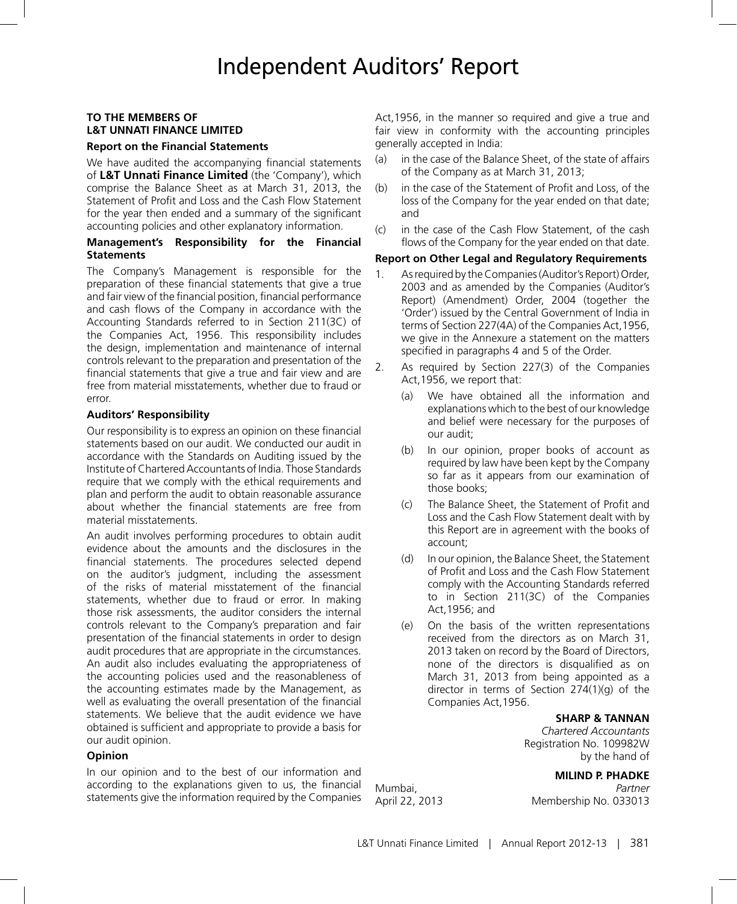# Independent Auditors' Report

**TO THE MEMBERS OF**
**L&T UNNATI FINANCE LIMITED**

### Report on the Financial Statements

We have audited the accompanying financial statements of **L&T Unnati Finance Limited** (the 'Company'), which comprise the Balance Sheet as at March 31, 2013, the Statement of Profit and Loss and the Cash Flow Statement for the year then ended and a summary of the significant accounting policies and other explanatory information.

### Management's Responsibility for the Financial Statements

The Company's Management is responsible for the preparation of these financial statements that give a true and fair view of the financial position, financial performance and cash flows of the Company in accordance with the Accounting Standards referred to in Section 211(3C) of the Companies Act, 1956. This responsibility includes the design, implementation and maintenance of internal controls relevant to the preparation and presentation of the financial statements that give a true and fair view and are free from material misstatements, whether due to fraud or error.

### Auditors' Responsibility

Our responsibility is to express an opinion on these financial statements based on our audit. We conducted our audit in accordance with the Standards on Auditing issued by the Institute of Chartered Accountants of India. Those Standards require that we comply with the ethical requirements and plan and perform the audit to obtain reasonable assurance about whether the financial statements are free from material misstatements.

An audit involves performing procedures to obtain audit evidence about the amounts and the disclosures in the financial statements. The procedures selected depend on the auditor's judgment, including the assessment of the risks of material misstatement of the financial statements, whether due to fraud or error. In making those risk assessments, the auditor considers the internal controls relevant to the Company's preparation and fair presentation of the financial statements in order to design audit procedures that are appropriate in the circumstances. An audit also includes evaluating the appropriateness of the accounting policies used and the reasonableness of the accounting estimates made by the Management, as well as evaluating the overall presentation of the financial statements. We believe that the audit evidence we have obtained is sufficient and appropriate to provide a basis for our audit opinion.

### Opinion

In our opinion and to the best of our information and according to the explanations given to us, the financial statements give the information required by the Companies Act,1956, in the manner so required and give a true and fair view in conformity with the accounting principles generally accepted in India:

(a) in the case of the Balance Sheet, of the state of affairs of the Company as at March 31, 2013;

(b) in the case of the Statement of Profit and Loss, of the loss of the Company for the year ended on that date; and

(c) in the case of the Cash Flow Statement, of the cash flows of the Company for the year ended on that date.

### Report on Other Legal and Regulatory Requirements

1. As required by the Companies (Auditor's Report) Order, 2003 and as amended by the Companies (Auditor's Report) (Amendment) Order, 2004 (together the 'Order') issued by the Central Government of India in terms of Section 227(4A) of the Companies Act,1956, we give in the Annexure a statement on the matters specified in paragraphs 4 and 5 of the Order.

2. As required by Section 227(3) of the Companies Act,1956, we report that:

   (a) We have obtained all the information and explanations which to the best of our knowledge and belief were necessary for the purposes of our audit;

   (b) In our opinion, proper books of account as required by law have been kept by the Company so far as it appears from our examination of those books;

   (c) The Balance Sheet, the Statement of Profit and Loss and the Cash Flow Statement dealt with by this Report are in agreement with the books of account;

   (d) In our opinion, the Balance Sheet, the Statement of Profit and Loss and the Cash Flow Statement comply with the Accounting Standards referred to in Section 211(3C) of the Companies Act,1956; and

   (e) On the basis of the written representations received from the directors as on March 31, 2013 taken on record by the Board of Directors, none of the directors is disqualified as on March 31, 2013 from being appointed as a director in terms of Section 274(1)(g) of the Companies Act,1956.

**SHARP & TANNAN**
*Chartered Accountants*
Registration No. 109982W
by the hand of

**MILIND P. PHADKE**
*Partner*
Membership No. 033013

Mumbai,
April 22, 2013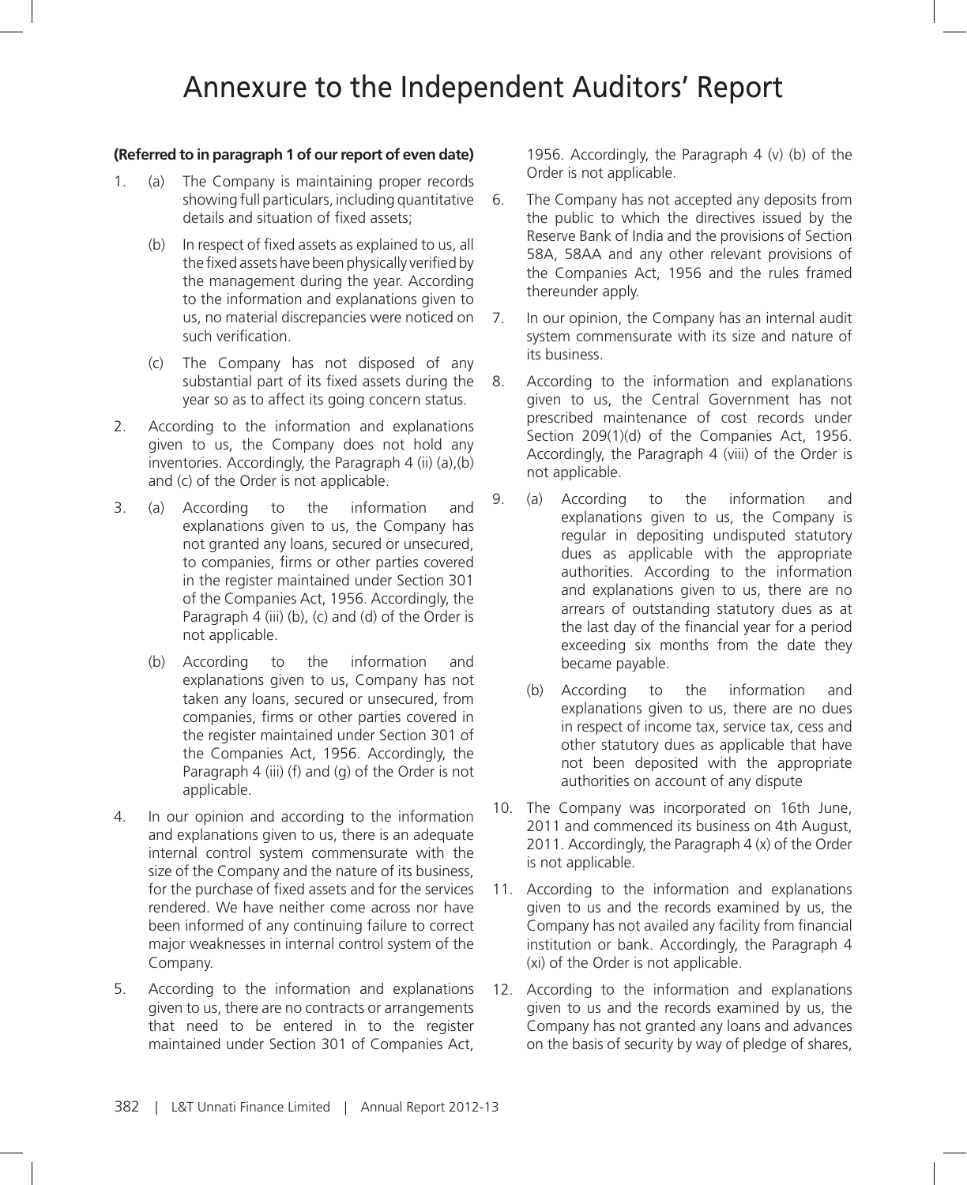# Annexure to the Independent Auditors' Report

**(Referred to in paragraph 1 of our report of even date)**

1. (a) The Company is maintaining proper records showing full particulars, including quantitative details and situation of fixed assets;

   (b) In respect of fixed assets as explained to us, all the fixed assets have been physically verified by the management during the year. According to the information and explanations given to us, no material discrepancies were noticed on such verification.

   (c) The Company has not disposed of any substantial part of its fixed assets during the year so as to affect its going concern status.

2. According to the information and explanations given to us, the Company does not hold any inventories. Accordingly, the Paragraph 4 (ii) (a),(b) and (c) of the Order is not applicable.

3. (a) According to the information and explanations given to us, the Company has not granted any loans, secured or unsecured, to companies, firms or other parties covered in the register maintained under Section 301 of the Companies Act, 1956. Accordingly, the Paragraph 4 (iii) (b), (c) and (d) of the Order is not applicable.

   (b) According to the information and explanations given to us, Company has not taken any loans, secured or unsecured, from companies, firms or other parties covered in the register maintained under Section 301 of the Companies Act, 1956. Accordingly, the Paragraph 4 (iii) (f) and (g) of the Order is not applicable.

4. In our opinion and according to the information and explanations given to us, there is an adequate internal control system commensurate with the size of the Company and the nature of its business, for the purchase of fixed assets and for the services rendered. We have neither come across nor have been informed of any continuing failure to correct major weaknesses in internal control system of the Company.

5. According to the information and explanations given to us, there are no contracts or arrangements that need to be entered in to the register maintained under Section 301 of Companies Act, 1956. Accordingly, the Paragraph 4 (v) (b) of the Order is not applicable.

6. The Company has not accepted any deposits from the public to which the directives issued by the Reserve Bank of India and the provisions of Section 58A, 58AA and any other relevant provisions of the Companies Act, 1956 and the rules framed thereunder apply.

7. In our opinion, the Company has an internal audit system commensurate with its size and nature of its business.

8. According to the information and explanations given to us, the Central Government has not prescribed maintenance of cost records under Section 209(1)(d) of the Companies Act, 1956. Accordingly, the Paragraph 4 (viii) of the Order is not applicable.

9. (a) According to the information and explanations given to us, the Company is regular in depositing undisputed statutory dues as applicable with the appropriate authorities. According to the information and explanations given to us, there are no arrears of outstanding statutory dues as at the last day of the financial year for a period exceeding six months from the date they became payable.

   (b) According to the information and explanations given to us, there are no dues in respect of income tax, service tax, cess and other statutory dues as applicable that have not been deposited with the appropriate authorities on account of any dispute

10. The Company was incorporated on 16th June, 2011 and commenced its business on 4th August, 2011. Accordingly, the Paragraph 4 (x) of the Order is not applicable.

11. According to the information and explanations given to us and the records examined by us, the Company has not availed any facility from financial institution or bank. Accordingly, the Paragraph 4 (xi) of the Order is not applicable.

12. According to the information and explanations given to us and the records examined by us, the Company has not granted any loans and advances on the basis of security by way of pledge of shares,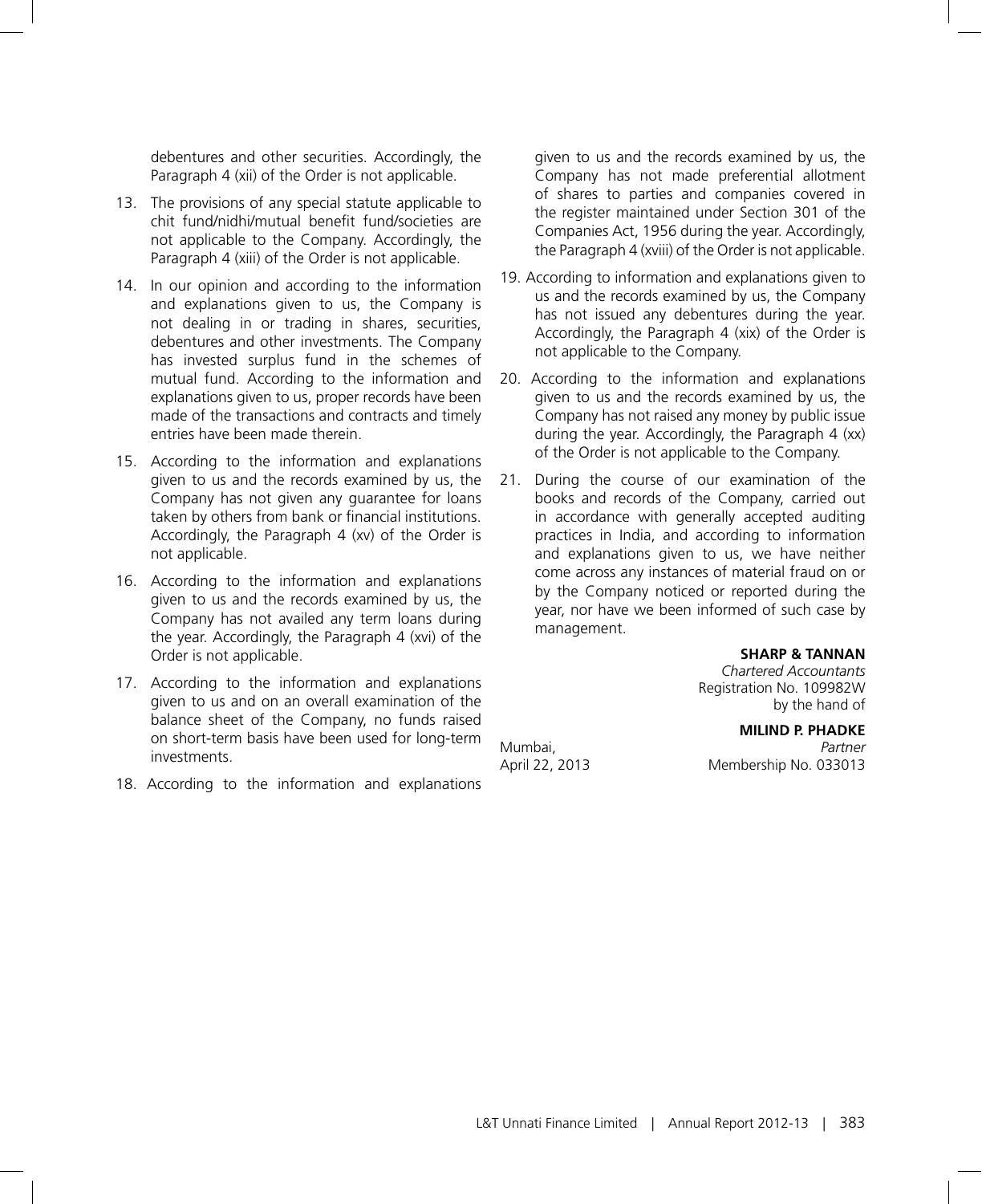debentures and other securities. Accordingly, the Paragraph 4 (xii) of the Order is not applicable.

13. The provisions of any special statute applicable to chit fund/nidhi/mutual benefit fund/societies are not applicable to the Company. Accordingly, the Paragraph 4 (xiii) of the Order is not applicable.

14. In our opinion and according to the information and explanations given to us, the Company is not dealing in or trading in shares, securities, debentures and other investments. The Company has invested surplus fund in the schemes of mutual fund. According to the information and explanations given to us, proper records have been made of the transactions and contracts and timely entries have been made therein.

15. According to the information and explanations given to us and the records examined by us, the Company has not given any guarantee for loans taken by others from bank or financial institutions. Accordingly, the Paragraph 4 (xv) of the Order is not applicable.

16. According to the information and explanations given to us and the records examined by us, the Company has not availed any term loans during the year. Accordingly, the Paragraph 4 (xvi) of the Order is not applicable.

17. According to the information and explanations given to us and on an overall examination of the balance sheet of the Company, no funds raised on short-term basis have been used for long-term investments.

18. According to the information and explanations given to us and the records examined by us, the Company has not made preferential allotment of shares to parties and companies covered in the register maintained under Section 301 of the Companies Act, 1956 during the year. Accordingly, the Paragraph 4 (xviii) of the Order is not applicable.

19. According to information and explanations given to us and the records examined by us, the Company has not issued any debentures during the year. Accordingly, the Paragraph 4 (xix) of the Order is not applicable to the Company.

20. According to the information and explanations given to us and the records examined by us, the Company has not raised any money by public issue during the year. Accordingly, the Paragraph 4 (xx) of the Order is not applicable to the Company.

21. During the course of our examination of the books and records of the Company, carried out in accordance with generally accepted auditing practices in India, and according to information and explanations given to us, we have neither come across any instances of material fraud on or by the Company noticed or reported during the year, nor have we been informed of such case by management.

**SHARP & TANNAN**
*Chartered Accountants*
Registration No. 109982W
by the hand of

**MILIND P. PHADKE**
*Partner*
Membership No. 033013

Mumbai,
April 22, 2013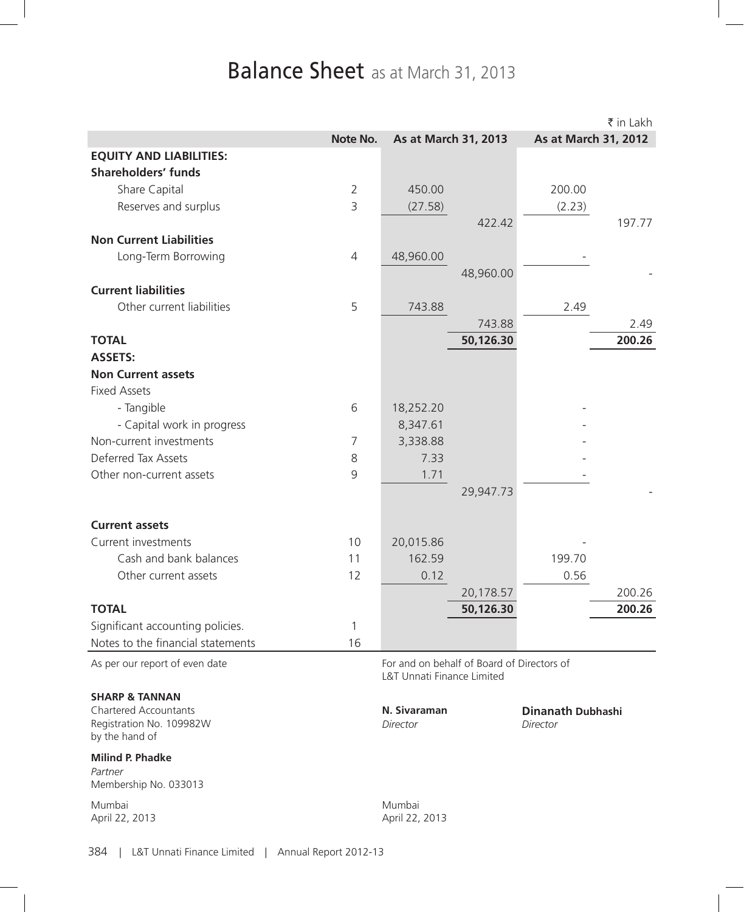# Balance Sheet as at March 31, 2013

₹ in Lakh

| | Note No. | As at March 31, 2013 | | As at March 31, 2012 | |
|---|---|---|---|---|---|
| **EQUITY AND LIABILITIES:** | | | | | |
| **Shareholders' funds** | | | | | |
| Share Capital | 2 | 450.00 | | 200.00 | |
| Reserves and surplus | 3 | (27.58) | | (2.23) | |
| | | | 422.42 | | 197.77 |
| **Non Current Liabilities** | | | | | |
| Long-Term Borrowing | 4 | 48,960.00 | | - | |
| | | | 48,960.00 | | - |
| **Current liabilities** | | | | | |
| Other current liabilities | 5 | 743.88 | | 2.49 | |
| | | | 743.88 | | 2.49 |
| **TOTAL** | | | **50,126.30** | | **200.26** |
| **ASSETS:** | | | | | |
| **Non Current assets** | | | | | |
| Fixed Assets | | | | | |
| - Tangible | 6 | 18,252.20 | | - | |
| - Capital work in progress | | 8,347.61 | | - | |
| Non-current investments | 7 | 3,338.88 | | - | |
| Deferred Tax Assets | 8 | 7.33 | | - | |
| Other non-current assets | 9 | 1.71 | | - | |
| | | | 29,947.73 | | - |
| **Current assets** | | | | | |
| Current investments | 10 | 20,015.86 | | - | |
| Cash and bank balances | 11 | 162.59 | | 199.70 | |
| Other current assets | 12 | 0.12 | | 0.56 | |
| | | | 20,178.57 | | 200.26 |
| **TOTAL** | | | **50,126.30** | | **200.26** |
| Significant accounting policies. | 1 | | | | |
| Notes to the financial statements | 16 | | | | |

As per our report of even date

**SHARP & TANNAN**
Chartered Accountants
Registration No. 109982W
by the hand of

**Milind P. Phadke**
*Partner*
Membership No. 033013

Mumbai
April 22, 2013

For and on behalf of Board of Directors of
L&T Unnati Finance Limited

**N. Sivaraman**
*Director*

**Dinanath Dubhashi**
*Director*

Mumbai
April 22, 2013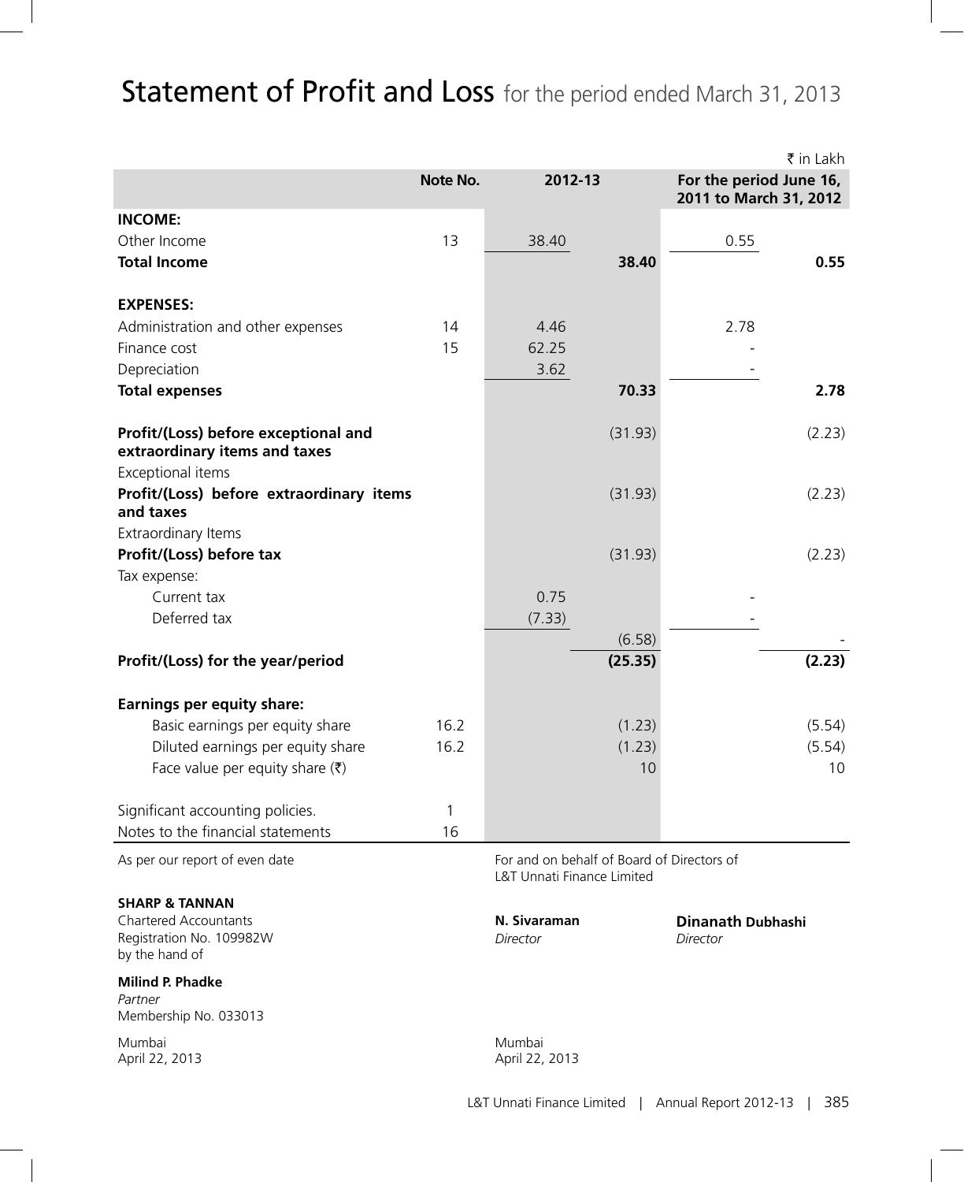# Statement of Profit and Loss for the period ended March 31, 2013

₹ in Lakh

| | Note No. | 2012-13 | | For the period June 16, 2011 to March 31, 2012 | |
|---|---|---|---|---|---|
| **INCOME:** | | | | | |
| Other Income | 13 | 38.40 | | 0.55 | |
| **Total Income** | | | **38.40** | | **0.55** |
| **EXPENSES:** | | | | | |
| Administration and other expenses | 14 | 4.46 | | 2.78 | |
| Finance cost | 15 | 62.25 | | - | |
| Depreciation | | 3.62 | | - | |
| **Total expenses** | | | **70.33** | | **2.78** |
| **Profit/(Loss) before exceptional and extraordinary items and taxes** | | | (31.93) | | (2.23) |
| Exceptional items | | | | | |
| **Profit/(Loss) before extraordinary items and taxes** | | | (31.93) | | (2.23) |
| Extraordinary Items | | | | | |
| **Profit/(Loss) before tax** | | | (31.93) | | (2.23) |
| Tax expense: | | | | | |
| Current tax | | 0.75 | | - | |
| Deferred tax | | (7.33) | | - | |
| | | | (6.58) | | - |
| **Profit/(Loss) for the year/period** | | | **(25.35)** | | **(2.23)** |
| **Earnings per equity share:** | | | | | |
| Basic earnings per equity share | 16.2 | | (1.23) | | (5.54) |
| Diluted earnings per equity share | 16.2 | | (1.23) | | (5.54) |
| Face value per equity share (₹) | | | 10 | | 10 |
| Significant accounting policies. | 1 | | | | |
| Notes to the financial statements | 16 | | | | |

As per our report of even date

**SHARP & TANNAN**
Chartered Accountants
Registration No. 109982W
by the hand of

**Milind P. Phadke**
*Partner*
Membership No. 033013

Mumbai
April 22, 2013

For and on behalf of Board of Directors of
L&T Unnati Finance Limited

**N. Sivaraman**
*Director*

**Dinanath Dubhashi**
*Director*

Mumbai
April 22, 2013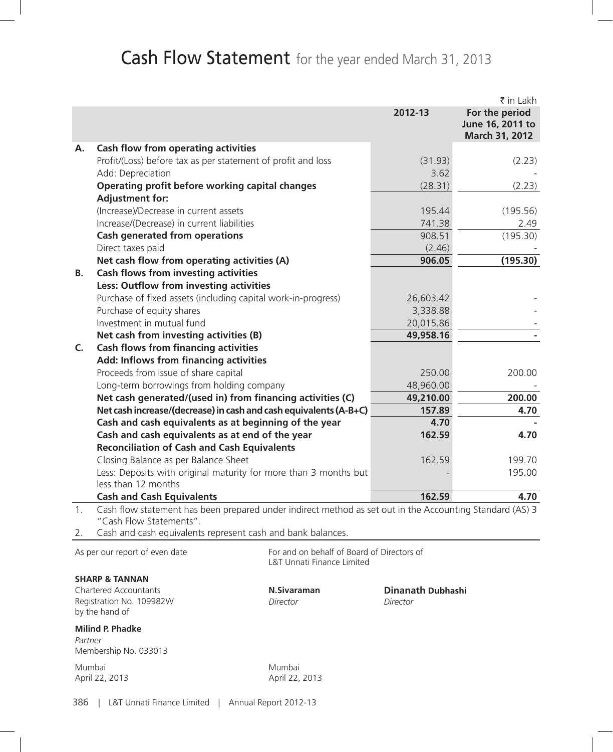# Cash Flow Statement for the year ended March 31, 2013

₹ in Lakh

| | | 2012-13 | For the period June 16, 2011 to March 31, 2012 |
|---|---|---|---|
| **A.** | **Cash flow from operating activities** | | |
| | Profit/(Loss) before tax as per statement of profit and loss | (31.93) | (2.23) |
| | Add: Depreciation | 3.62 | - |
| | **Operating profit before working capital changes** | (28.31) | (2.23) |
| | **Adjustment for:** | | |
| | (Increase)/Decrease in current assets | 195.44 | (195.56) |
| | Increase/(Decrease) in current liabilities | 741.38 | 2.49 |
| | **Cash generated from operations** | 908.51 | (195.30) |
| | Direct taxes paid | (2.46) | - |
| | **Net cash flow from operating activities (A)** | **906.05** | **(195.30)** |
| **B.** | **Cash flows from investing activities** | | |
| | **Less: Outflow from investing activities** | | |
| | Purchase of fixed assets (including capital work-in-progress) | 26,603.42 | - |
| | Purchase of equity shares | 3,338.88 | - |
| | Investment in mutual fund | 20,015.86 | - |
| | **Net cash from investing activities (B)** | **49,958.16** | **-** |
| **C.** | **Cash flows from financing activities** | | |
| | **Add: Inflows from financing activities** | | |
| | Proceeds from issue of share capital | 250.00 | 200.00 |
| | Long-term borrowings from holding company | 48,960.00 | - |
| | **Net cash generated/(used in) from financing activities (C)** | **49,210.00** | **200.00** |
| | **Net cash increase/(decrease) in cash and cash equivalents (A-B+C)** | **157.89** | **4.70** |
| | **Cash and cash equivalents as at beginning of the year** | **4.70** | **-** |
| | **Cash and cash equivalents as at end of the year** | **162.59** | **4.70** |
| | **Reconciliation of Cash and Cash Equivalents** | | |
| | Closing Balance as per Balance Sheet | 162.59 | 199.70 |
| | Less: Deposits with original maturity for more than 3 months but less than 12 months | - | 195.00 |
| | **Cash and Cash Equivalents** | **162.59** | **4.70** |

1. Cash flow statement has been prepared under indirect method as set out in the Accounting Standard (AS) 3 "Cash Flow Statements".
2. Cash and cash equivalents represent cash and bank balances.

As per our report of even date

**SHARP & TANNAN**
Chartered Accountants
Registration No. 109982W
by the hand of

**Milind P. Phadke**
*Partner*
Membership No. 033013

Mumbai
April 22, 2013

For and on behalf of Board of Directors of
L&T Unnati Finance Limited

**N.Sivaraman**
*Director*

**Dinanath Dubhashi**
*Director*

Mumbai
April 22, 2013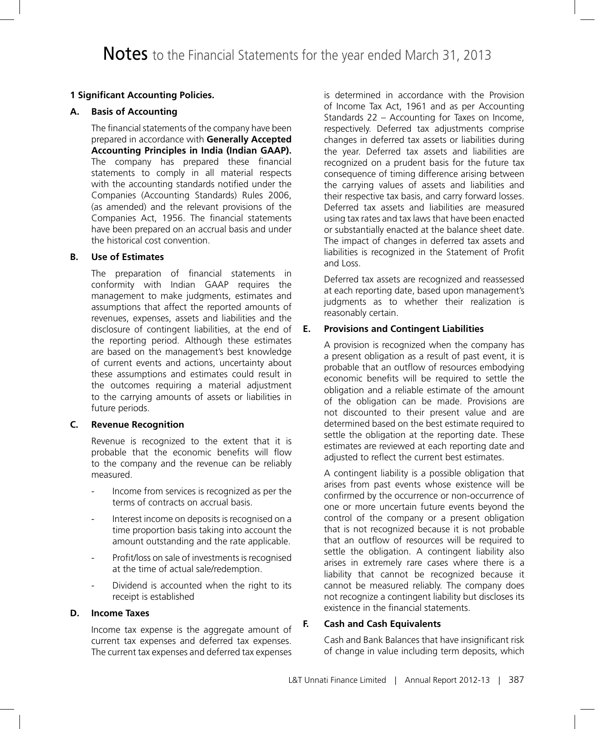# Notes to the Financial Statements for the year ended March 31, 2013

### 1 Significant Accounting Policies.

#### A. Basis of Accounting

The financial statements of the company have been prepared in accordance with **Generally Accepted Accounting Principles in India (Indian GAAP).** The company has prepared these financial statements to comply in all material respects with the accounting standards notified under the Companies (Accounting Standards) Rules 2006, (as amended) and the relevant provisions of the Companies Act, 1956. The financial statements have been prepared on an accrual basis and under the historical cost convention.

#### B. Use of Estimates

The preparation of financial statements in conformity with Indian GAAP requires the management to make judgments, estimates and assumptions that affect the reported amounts of revenues, expenses, assets and liabilities and the disclosure of contingent liabilities, at the end of the reporting period. Although these estimates are based on the management's best knowledge of current events and actions, uncertainty about these assumptions and estimates could result in the outcomes requiring a material adjustment to the carrying amounts of assets or liabilities in future periods.

#### C. Revenue Recognition

Revenue is recognized to the extent that it is probable that the economic benefits will flow to the company and the revenue can be reliably measured.

- Income from services is recognized as per the terms of contracts on accrual basis.
- Interest income on deposits is recognised on a time proportion basis taking into account the amount outstanding and the rate applicable.
- Profit/loss on sale of investments is recognised at the time of actual sale/redemption.
- Dividend is accounted when the right to its receipt is established

#### D. Income Taxes

Income tax expense is the aggregate amount of current tax expenses and deferred tax expenses. The current tax expenses and deferred tax expenses is determined in accordance with the Provision of Income Tax Act, 1961 and as per Accounting Standards 22 – Accounting for Taxes on Income, respectively. Deferred tax adjustments comprise changes in deferred tax assets or liabilities during the year. Deferred tax assets and liabilities are recognized on a prudent basis for the future tax consequence of timing difference arising between the carrying values of assets and liabilities and their respective tax basis, and carry forward losses. Deferred tax assets and liabilities are measured using tax rates and tax laws that have been enacted or substantially enacted at the balance sheet date. The impact of changes in deferred tax assets and liabilities is recognized in the Statement of Profit and Loss.

Deferred tax assets are recognized and reassessed at each reporting date, based upon management's judgments as to whether their realization is reasonably certain.

#### E. Provisions and Contingent Liabilities

A provision is recognized when the company has a present obligation as a result of past event, it is probable that an outflow of resources embodying economic benefits will be required to settle the obligation and a reliable estimate of the amount of the obligation can be made. Provisions are not discounted to their present value and are determined based on the best estimate required to settle the obligation at the reporting date. These estimates are reviewed at each reporting date and adjusted to reflect the current best estimates.

A contingent liability is a possible obligation that arises from past events whose existence will be confirmed by the occurrence or non-occurrence of one or more uncertain future events beyond the control of the company or a present obligation that is not recognized because it is not probable that an outflow of resources will be required to settle the obligation. A contingent liability also arises in extremely rare cases where there is a liability that cannot be recognized because it cannot be measured reliably. The company does not recognize a contingent liability but discloses its existence in the financial statements.

#### F. Cash and Cash Equivalents

Cash and Bank Balances that have insignificant risk of change in value including term deposits, which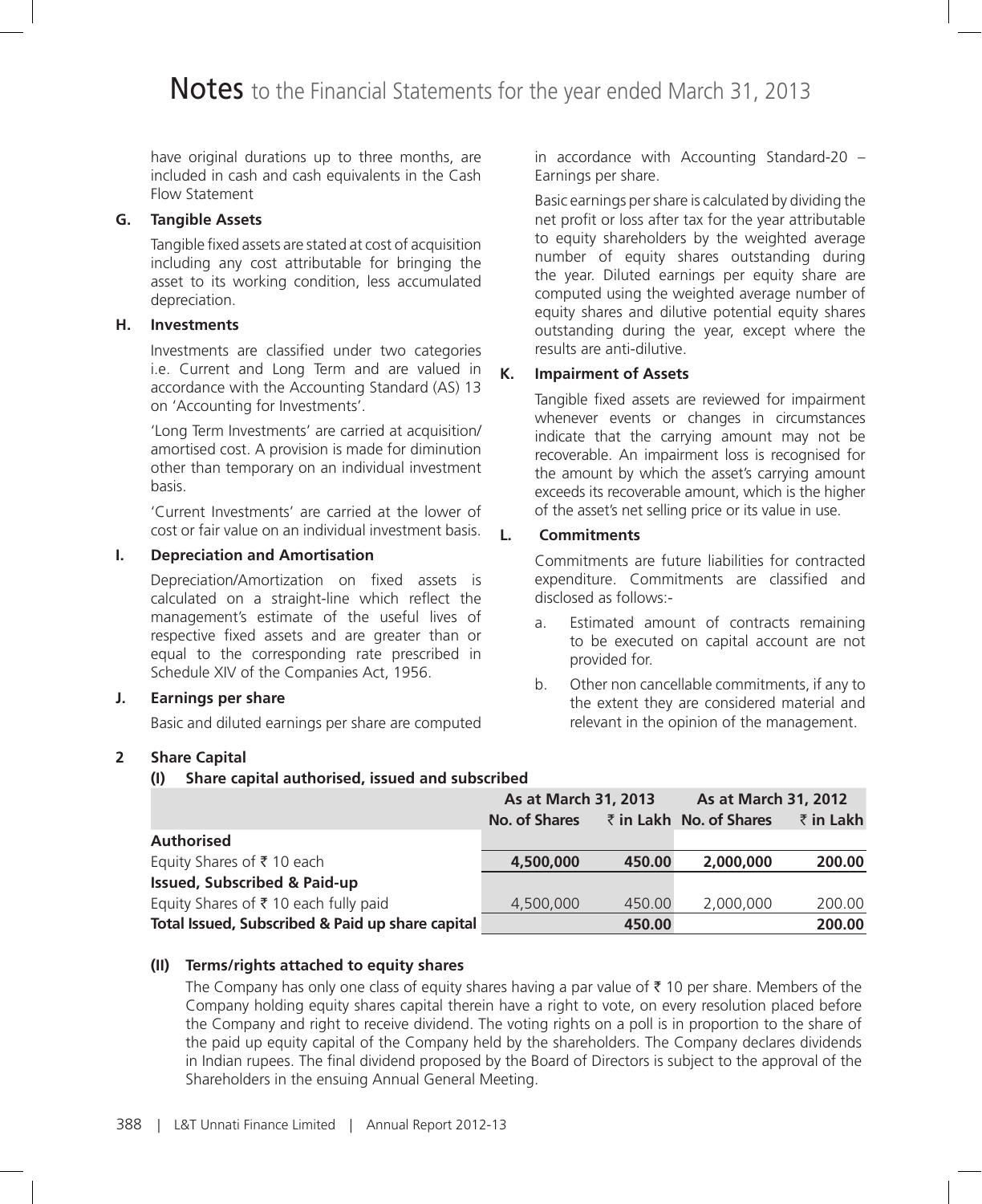# Notes to the Financial Statements for the year ended March 31, 2013

have original durations up to three months, are included in cash and cash equivalents in the Cash Flow Statement

**G. Tangible Assets**

Tangible fixed assets are stated at cost of acquisition including any cost attributable for bringing the asset to its working condition, less accumulated depreciation.

**H. Investments**

Investments are classified under two categories i.e. Current and Long Term and are valued in accordance with the Accounting Standard (AS) 13 on 'Accounting for Investments'.

'Long Term Investments' are carried at acquisition/ amortised cost. A provision is made for diminution other than temporary on an individual investment basis.

'Current Investments' are carried at the lower of cost or fair value on an individual investment basis.

**I. Depreciation and Amortisation**

Depreciation/Amortization on fixed assets is calculated on a straight-line which reflect the management's estimate of the useful lives of respective fixed assets and are greater than or equal to the corresponding rate prescribed in Schedule XIV of the Companies Act, 1956.

**J. Earnings per share**

Basic and diluted earnings per share are computed in accordance with Accounting Standard-20 – Earnings per share.

Basic earnings per share is calculated by dividing the net profit or loss after tax for the year attributable to equity shareholders by the weighted average number of equity shares outstanding during the year. Diluted earnings per equity share are computed using the weighted average number of equity shares and dilutive potential equity shares outstanding during the year, except where the results are anti-dilutive.

**K. Impairment of Assets**

Tangible fixed assets are reviewed for impairment whenever events or changes in circumstances indicate that the carrying amount may not be recoverable. An impairment loss is recognised for the amount by which the asset's carrying amount exceeds its recoverable amount, which is the higher of the asset's net selling price or its value in use.

**L. Commitments**

Commitments are future liabilities for contracted expenditure. Commitments are classified and disclosed as follows:-

a. Estimated amount of contracts remaining to be executed on capital account are not provided for.

b. Other non cancellable commitments, if any to the extent they are considered material and relevant in the opinion of the management.

## 2 Share Capital

### (I) Share capital authorised, issued and subscribed

| | As at March 31, 2013 | | As at March 31, 2012 | |
|---|---|---|---|---|
| | **No. of Shares** | **₹ in Lakh** | **No. of Shares** | **₹ in Lakh** |
| **Authorised** | | | | |
| Equity Shares of ₹ 10 each | **4,500,000** | **450.00** | **2,000,000** | **200.00** |
| **Issued, Subscribed & Paid-up** | | | | |
| Equity Shares of ₹ 10 each fully paid | 4,500,000 | 450.00 | 2,000,000 | 200.00 |
| **Total Issued, Subscribed & Paid up share capital** | | **450.00** | | **200.00** |

### (II) Terms/rights attached to equity shares

The Company has only one class of equity shares having a par value of ₹ 10 per share. Members of the Company holding equity shares capital therein have a right to vote, on every resolution placed before the Company and right to receive dividend. The voting rights on a poll is in proportion to the share of the paid up equity capital of the Company held by the shareholders. The Company declares dividends in Indian rupees. The final dividend proposed by the Board of Directors is subject to the approval of the Shareholders in the ensuing Annual General Meeting.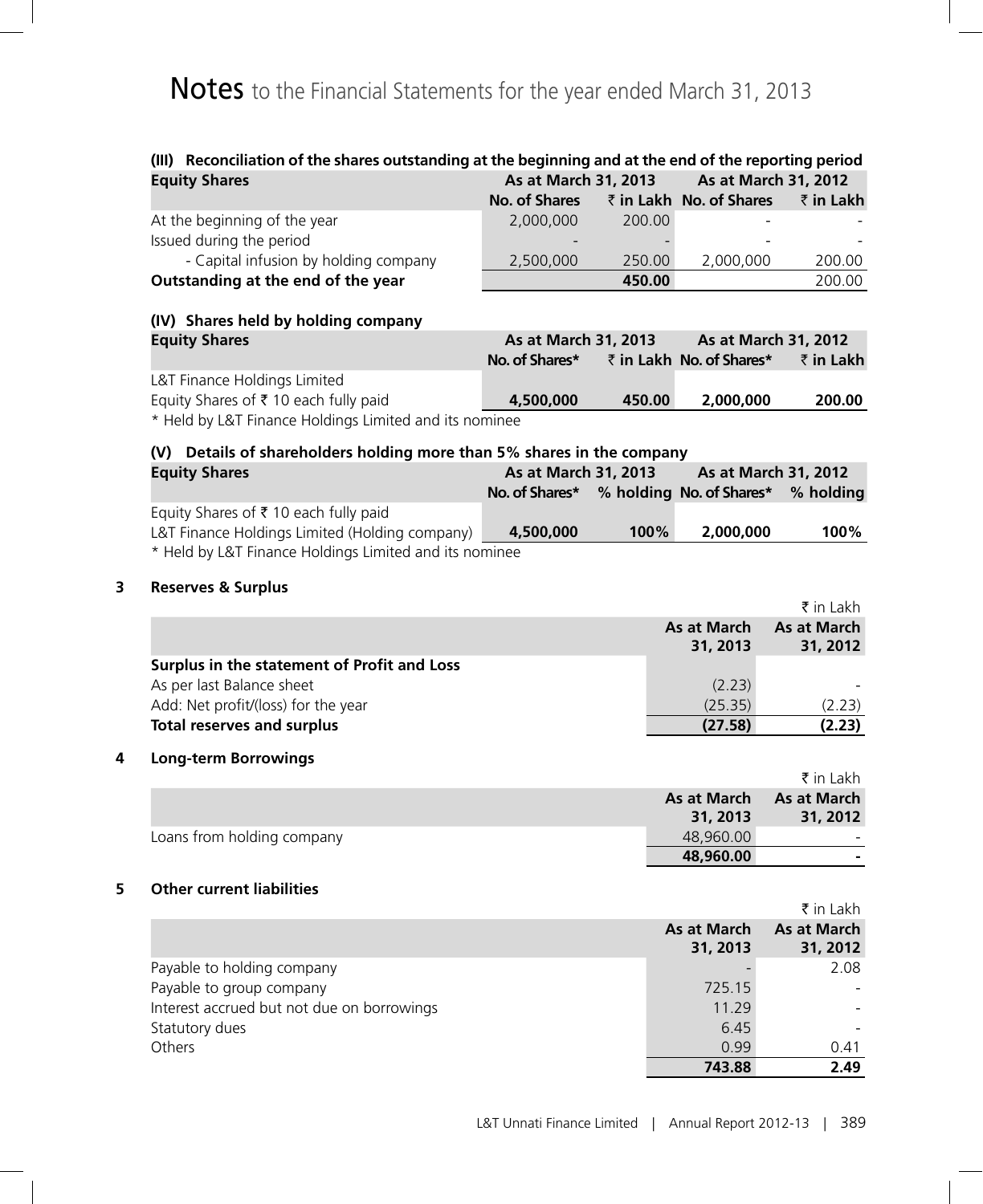# Notes to the Financial Statements for the year ended March 31, 2013

**(III) Reconciliation of the shares outstanding at the beginning and at the end of the reporting period**

| Equity Shares | As at March 31, 2013 | | As at March 31, 2012 | |
|---|---|---|---|---|
| | No. of Shares | ₹ in Lakh | No. of Shares | ₹ in Lakh |
| At the beginning of the year | 2,000,000 | 200.00 | - | - |
| Issued during the period | - | - | - | - |
| - Capital infusion by holding company | 2,500,000 | 250.00 | 2,000,000 | 200.00 |
| **Outstanding at the end of the year** | | **450.00** | | 200.00 |

**(IV) Shares held by holding company**

| Equity Shares | As at March 31, 2013 | | As at March 31, 2012 | |
|---|---|---|---|---|
| | No. of Shares* | ₹ in Lakh | No. of Shares* | ₹ in Lakh |
| L&T Finance Holdings Limited | | | | |
| Equity Shares of ₹ 10 each fully paid | **4,500,000** | **450.00** | **2,000,000** | **200.00** |

\* Held by L&T Finance Holdings Limited and its nominee

**(V) Details of shareholders holding more than 5% shares in the company**

| Equity Shares | As at March 31, 2013 | | As at March 31, 2012 | |
|---|---|---|---|---|
| | No. of Shares* | % holding | No. of Shares* | % holding |
| Equity Shares of ₹ 10 each fully paid | | | | |
| L&T Finance Holdings Limited (Holding company) | **4,500,000** | **100%** | **2,000,000** | **100%** |

\* Held by L&T Finance Holdings Limited and its nominee

## 3 Reserves & Surplus

₹ in Lakh

| | As at March 31, 2013 | As at March 31, 2012 |
|---|---|---|
| **Surplus in the statement of Profit and Loss** | | |
| As per last Balance sheet | (2.23) | - |
| Add: Net profit/(loss) for the year | (25.35) | (2.23) |
| **Total reserves and surplus** | **(27.58)** | **(2.23)** |

## 4 Long-term Borrowings

₹ in Lakh

| | As at March 31, 2013 | As at March 31, 2012 |
|---|---|---|
| Loans from holding company | 48,960.00 | - |
| | **48,960.00** | **-** |

## 5 Other current liabilities

₹ in Lakh

| | As at March 31, 2013 | As at March 31, 2012 |
|---|---|---|
| Payable to holding company | - | 2.08 |
| Payable to group company | 725.15 | - |
| Interest accrued but not due on borrowings | 11.29 | - |
| Statutory dues | 6.45 | - |
| Others | 0.99 | 0.41 |
| | **743.88** | **2.49** |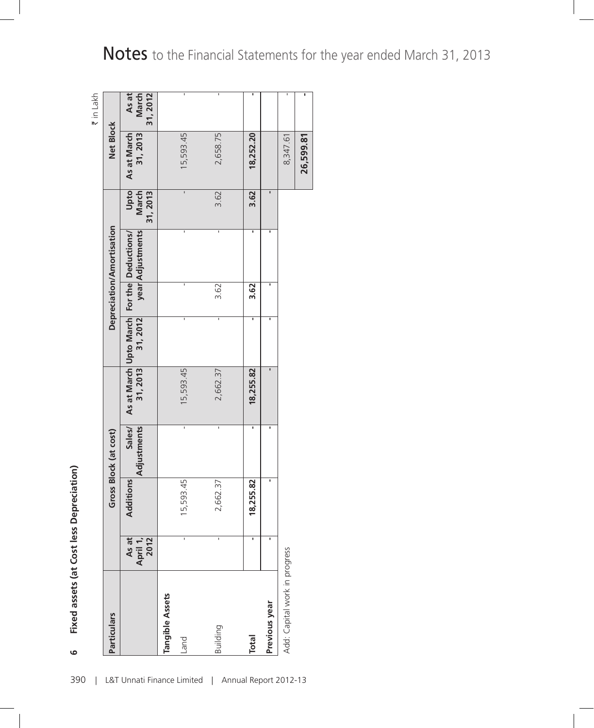# Notes to the Financial Statements for the year ended March 31, 2013

## 6 Fixed assets (at Cost less Depreciation)

₹ in Lakh

| Particulars | Gross Block (at cost) | | | | Depreciation/Amortisation | | | | Net Block | |
|---|---|---|---|---|---|---|---|---|---|---|
| | As at April 1, 2012 | Additions | Sales/ Adjustments | As at March 31, 2013 | Upto March 31, 2012 | For the year | Deductions/ Adjustments | Upto March 31, 2013 | As at March 31, 2013 | As at March 31, 2012 |
| **Tangible Assets** | | | | | | | | | | |
| Land | - | 15,593.45 | - | 15,593.45 | - | - | - | - | 15,593.45 | - |
| Building | - | 2,662.37 | - | 2,662.37 | - | 3.62 | - | 3.62 | 2,658.75 | - |
| **Total** | **-** | **18,255.82** | **-** | **18,255.82** | **-** | **3.62** | **-** | **3.62** | **18,252.20** | **-** |
| **Previous year** | **-** | **-** | **-** | **-** | **-** | **-** | **-** | **-** | | |
| Add: Capital work in progress | | | | | | | | | 8,347.61 | - |
| | | | | | | | | | **26,599.81** | **-** |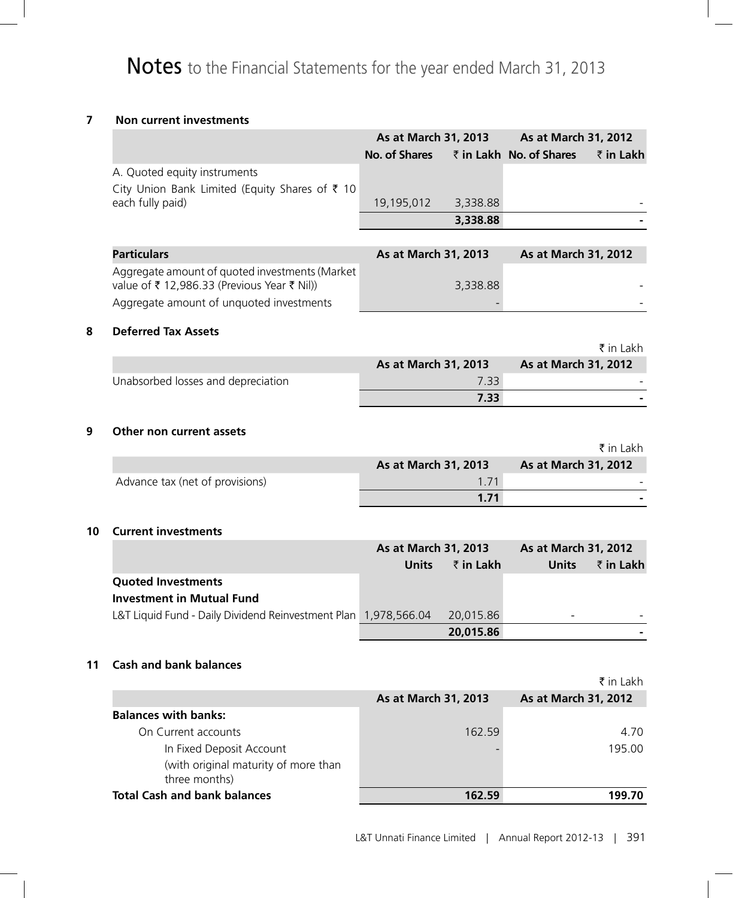# Notes to the Financial Statements for the year ended March 31, 2013

### 7 Non current investments

| | As at March 31, 2013 | | As at March 31, 2012 | |
|---|---|---|---|---|
| | No. of Shares | ₹ in Lakh | No. of Shares | ₹ in Lakh |
| A. Quoted equity instruments | | | | |
| City Union Bank Limited (Equity Shares of ₹ 10 each fully paid) | 19,195,012 | 3,338.88 | | - |
| | | **3,338.88** | | **-** |

| Particulars | As at March 31, 2013 | As at March 31, 2012 |
|---|---|---|
| Aggregate amount of quoted investments (Market value of ₹ 12,986.33 (Previous Year ₹ Nil)) | 3,338.88 | - |
| Aggregate amount of unquoted investments | - | - |

### 8 Deferred Tax Assets

₹ in Lakh

| | As at March 31, 2013 | As at March 31, 2012 |
|---|---|---|
| Unabsorbed losses and depreciation | 7.33 | - |
| | **7.33** | **-** |

### 9 Other non current assets

₹ in Lakh

| | As at March 31, 2013 | As at March 31, 2012 |
|---|---|---|
| Advance tax (net of provisions) | 1.71 | - |
| | **1.71** | **-** |

### 10 Current investments

| | As at March 31, 2013 | | As at March 31, 2012 | |
|---|---|---|---|---|
| | Units | ₹ in Lakh | Units | ₹ in Lakh |
| **Quoted Investments** | | | | |
| **Investment in Mutual Fund** | | | | |
| L&T Liquid Fund - Daily Dividend Reinvestment Plan | 1,978,566.04 | 20,015.86 | - | - |
| | | **20,015.86** | | **-** |

### 11 Cash and bank balances

₹ in Lakh

| | As at March 31, 2013 | As at March 31, 2012 |
|---|---|---|
| **Balances with banks:** | | |
| On Current accounts | 162.59 | 4.70 |
| In Fixed Deposit Account (with original maturity of more than three months) | - | 195.00 |
| **Total Cash and bank balances** | **162.59** | **199.70** |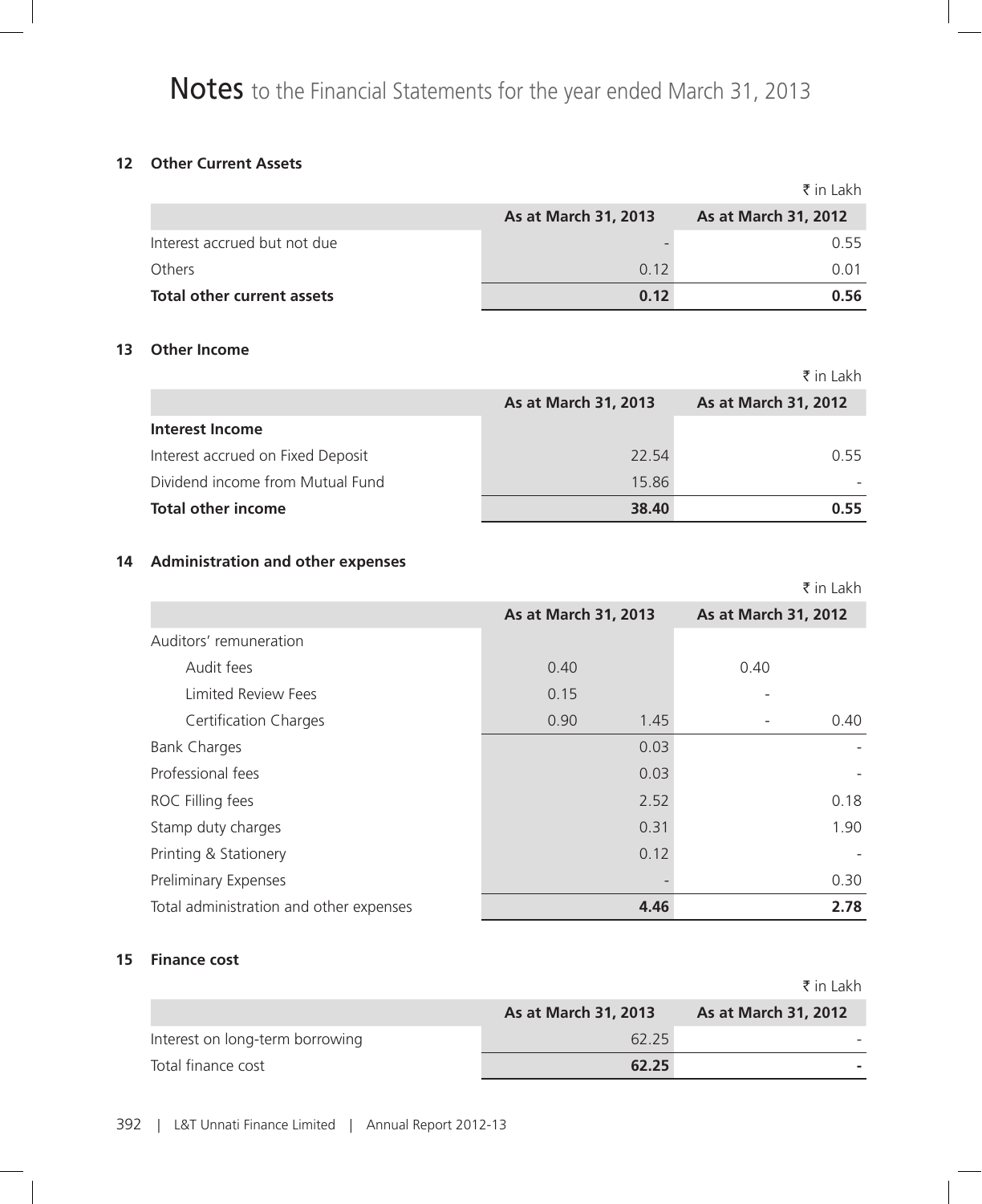# Notes to the Financial Statements for the year ended March 31, 2013

## 12 Other Current Assets

₹ in Lakh

| | As at March 31, 2013 | As at March 31, 2012 |
|---|---|---|
| Interest accrued but not due | - | 0.55 |
| Others | 0.12 | 0.01 |
| **Total other current assets** | **0.12** | **0.56** |

## 13 Other Income

₹ in Lakh

| | As at March 31, 2013 | As at March 31, 2012 |
|---|---|---|
| **Interest Income** | | |
| Interest accrued on Fixed Deposit | 22.54 | 0.55 |
| Dividend income from Mutual Fund | 15.86 | - |
| **Total other income** | **38.40** | **0.55** |

## 14 Administration and other expenses

₹ in Lakh

| | As at March 31, 2013 | | As at March 31, 2012 | |
|---|---|---|---|---|
| Auditors' remuneration | | | | |
| Audit fees | 0.40 | | 0.40 | |
| Limited Review Fees | 0.15 | | - | |
| Certification Charges | 0.90 | 1.45 | - | 0.40 |
| Bank Charges | | 0.03 | | - |
| Professional fees | | 0.03 | | - |
| ROC Filling fees | | 2.52 | | 0.18 |
| Stamp duty charges | | 0.31 | | 1.90 |
| Printing & Stationery | | 0.12 | | - |
| Preliminary Expenses | | - | | 0.30 |
| Total administration and other expenses | | **4.46** | | **2.78** |

## 15 Finance cost

₹ in Lakh

| | As at March 31, 2013 | As at March 31, 2012 |
|---|---|---|
| Interest on long-term borrowing | 62.25 | - |
| Total finance cost | **62.25** | **-** |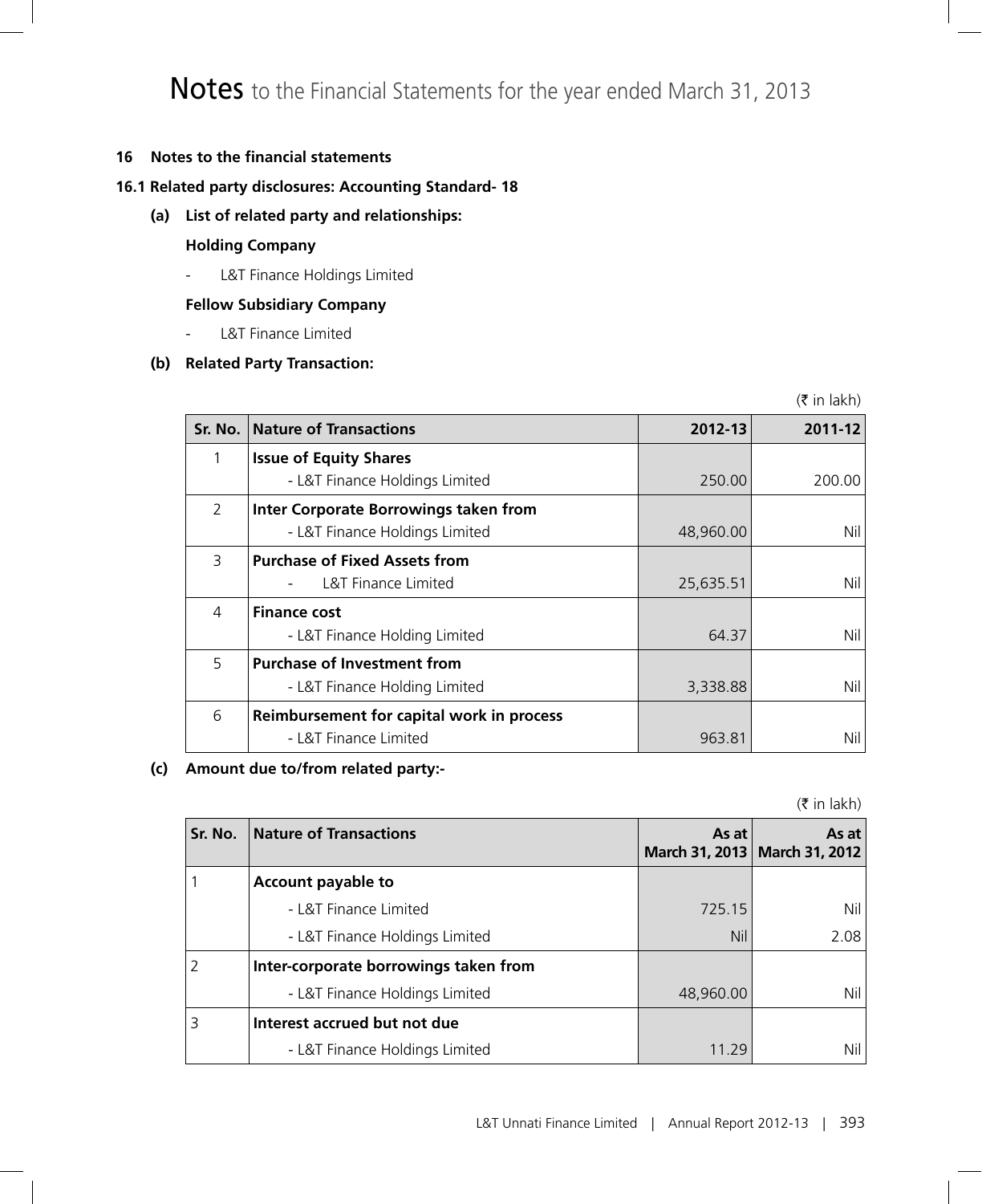# Notes to the Financial Statements for the year ended March 31, 2013

**16 Notes to the financial statements**

**16.1 Related party disclosures: Accounting Standard- 18**

**(a) List of related party and relationships:**

**Holding Company**

- L&T Finance Holdings Limited

**Fellow Subsidiary Company**

- L&T Finance Limited

**(b) Related Party Transaction:**

(₹ in lakh)

| Sr. No. | Nature of Transactions | 2012-13 | 2011-12 |
|---|---|---|---|
| 1 | **Issue of Equity Shares** | | |
| | - L&T Finance Holdings Limited | 250.00 | 200.00 |
| 2 | **Inter Corporate Borrowings taken from** | | |
| | - L&T Finance Holdings Limited | 48,960.00 | Nil |
| 3 | **Purchase of Fixed Assets from** | | |
| | - L&T Finance Limited | 25,635.51 | Nil |
| 4 | **Finance cost** | | |
| | - L&T Finance Holding Limited | 64.37 | Nil |
| 5 | **Purchase of Investment from** | | |
| | - L&T Finance Holding Limited | 3,338.88 | Nil |
| 6 | **Reimbursement for capital work in process** | | |
| | - L&T Finance Limited | 963.81 | Nil |

**(c) Amount due to/from related party:-**

(₹ in lakh)

| Sr. No. | Nature of Transactions | As at March 31, 2013 | As at March 31, 2012 |
|---|---|---|---|
| 1 | **Account payable to** | | |
| | - L&T Finance Limited | 725.15 | Nil |
| | - L&T Finance Holdings Limited | Nil | 2.08 |
| 2 | **Inter-corporate borrowings taken from** | | |
| | - L&T Finance Holdings Limited | 48,960.00 | Nil |
| 3 | **Interest accrued but not due** | | |
| | - L&T Finance Holdings Limited | 11.29 | Nil |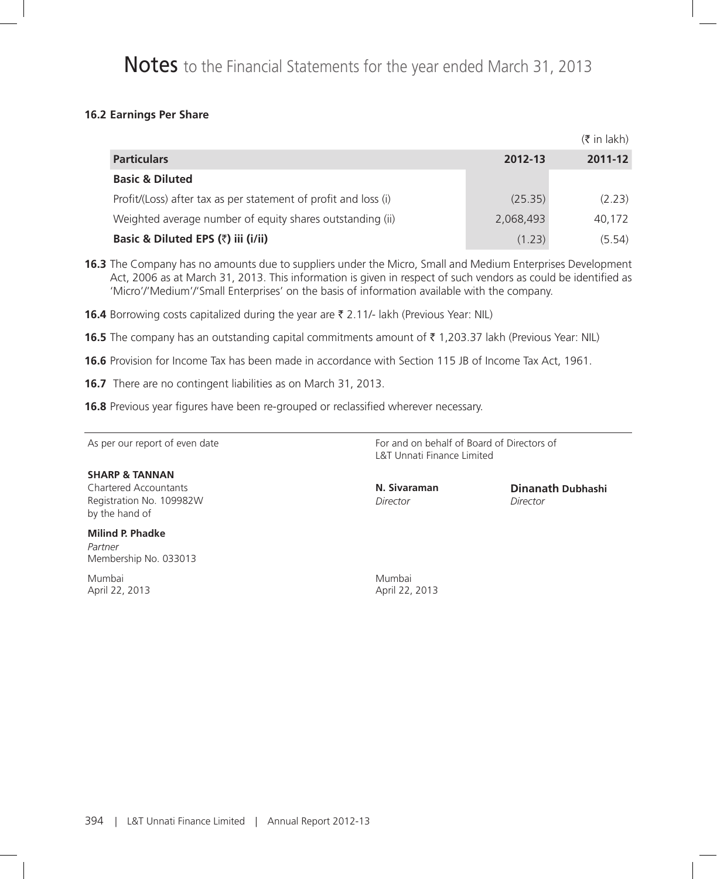# Notes to the Financial Statements for the year ended March 31, 2013

### 16.2 Earnings Per Share

(₹ in lakh)

| Particulars | 2012-13 | 2011-12 |
|---|---|---|
| **Basic & Diluted** | | |
| Profit/(Loss) after tax as per statement of profit and loss (i) | (25.35) | (2.23) |
| Weighted average number of equity shares outstanding (ii) | 2,068,493 | 40,172 |
| **Basic & Diluted EPS (₹) iii (i/ii)** | (1.23) | (5.54) |

**16.3** The Company has no amounts due to suppliers under the Micro, Small and Medium Enterprises Development Act, 2006 as at March 31, 2013. This information is given in respect of such vendors as could be identified as 'Micro'/'Medium'/'Small Enterprises' on the basis of information available with the company.

**16.4** Borrowing costs capitalized during the year are ₹ 2.11/- lakh (Previous Year: NIL)

**16.5** The company has an outstanding capital commitments amount of ₹ 1,203.37 lakh (Previous Year: NIL)

**16.6** Provision for Income Tax has been made in accordance with Section 115 JB of Income Tax Act, 1961.

**16.7** There are no contingent liabilities as on March 31, 2013.

**16.8** Previous year figures have been re-grouped or reclassified wherever necessary.

---

As per our report of even date

**SHARP & TANNAN**
Chartered Accountants
Registration No. 109982W
by the hand of

**Milind P. Phadke**
*Partner*
Membership No. 033013

Mumbai
April 22, 2013

For and on behalf of Board of Directors of
L&T Unnati Finance Limited

**N. Sivaraman**
*Director*

**Dinanath Dubhashi**
*Director*

Mumbai
April 22, 2013